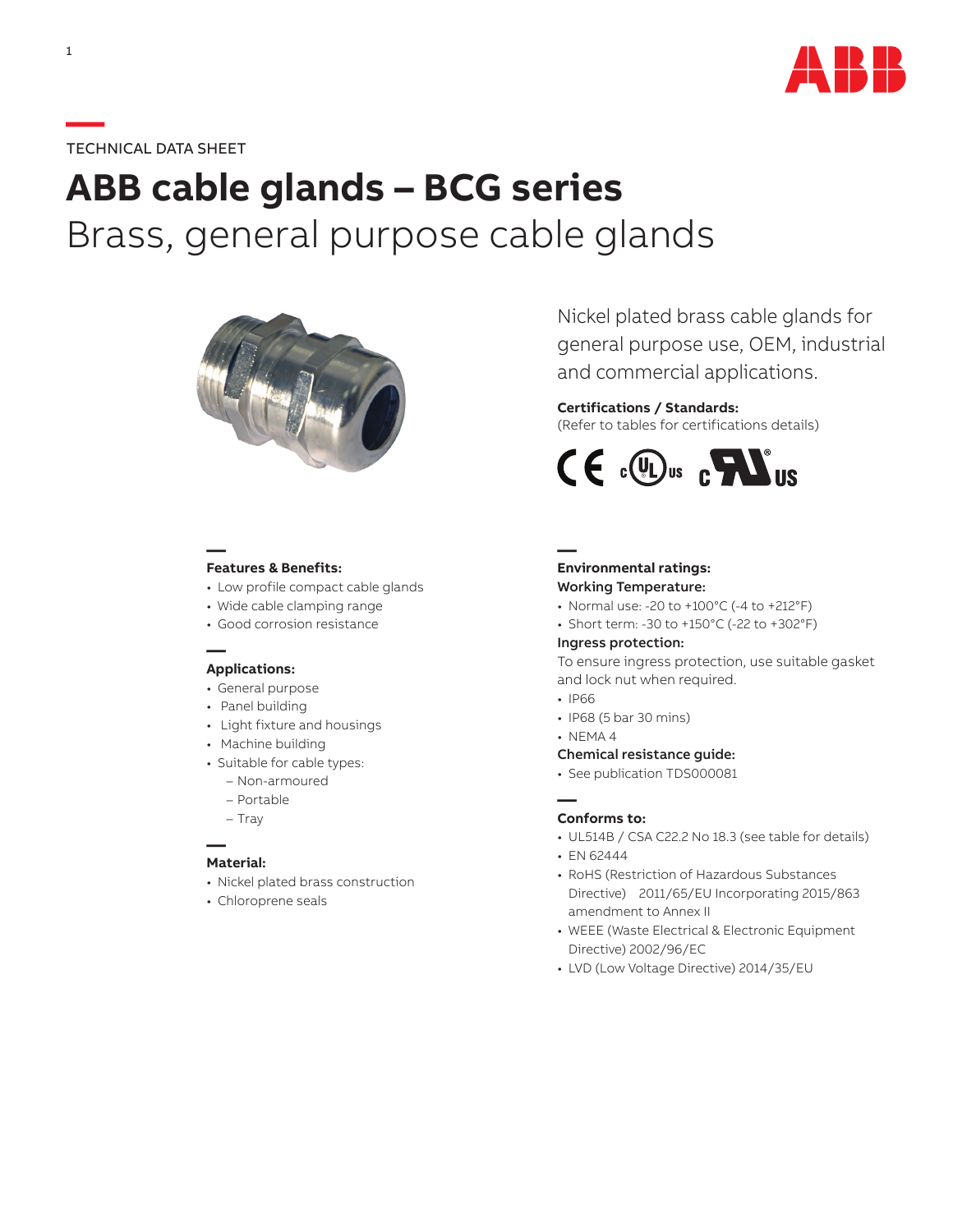TECHNICAL DATA SHEET

# ABB cable glands – BCG series

## Brass, general purpose cable glands

Nickel plated brass cable glands for general purpose use, OEM, industrial and commercial applications.

**Certifications / Standards:**
(Refer to tables for certifications details)

### Features & Benefits:

- Low profile compact cable glands
- Wide cable clamping range
- Good corrosion resistance

### Applications:

- General purpose
- Panel building
- Light fixture and housings
- Machine building
- Suitable for cable types:
  - Non-armoured
  - Portable
  - Tray

### Material:

- Nickel plated brass construction
- Chloroprene seals

### Environmental ratings:

**Working Temperature:**

- Normal use: -20 to +100°C (-4 to +212°F)
- Short term: -30 to +150°C (-22 to +302°F)

**Ingress protection:**

To ensure ingress protection, use suitable gasket and lock nut when required.

- IP66
- IP68 (5 bar 30 mins)
- NEMA 4

**Chemical resistance guide:**

- See publication TDS000081

### Conforms to:

- UL514B / CSA C22.2 No 18.3 (see table for details)
- EN 62444
- RoHS (Restriction of Hazardous Substances Directive) 2011/65/EU Incorporating 2015/863 amendment to Annex II
- WEEE (Waste Electrical & Electronic Equipment Directive) 2002/96/EC
- LVD (Low Voltage Directive) 2014/35/EU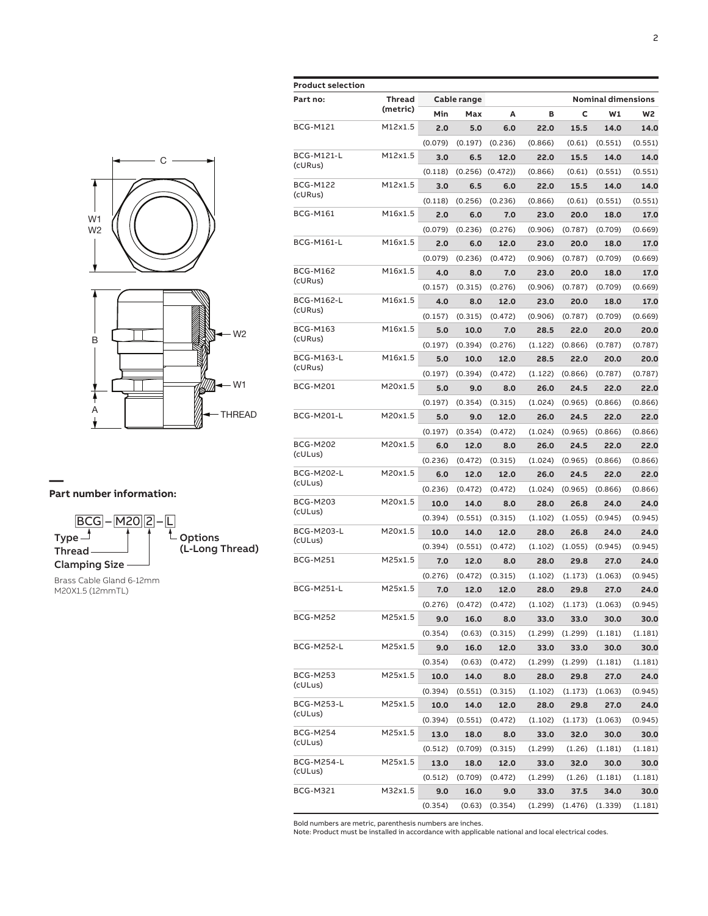## Part number information:

BCG – M20 2 – L

- Type → BCG
- Thread → M20
- Clamping Size → 2
- Options (L-Long Thread) → L

Brass Cable Gland 6-12mm M20X1.5 (12mmTL)

### Product selection

| Part no: | Thread (metric) | Cable range | | Nominal dimensions | | | | |
|---|---|---|---|---|---|---|---|---|
| | | Min | Max | A | B | C | W1 | W2 |
| BCG-M121 | M12x1.5 | **2.0** | **5.0** | **6.0** | **22.0** | **15.5** | **14.0** | **14.0** |
| | | (0.079) | (0.197) | (0.236) | (0.866) | (0.61) | (0.551) | (0.551) |
| BCG-M121-L (cURus) | M12x1.5 | **3.0** | **6.5** | **12.0** | **22.0** | **15.5** | **14.0** | **14.0** |
| | | (0.118) | (0.256) | (0.472)) | (0.866) | (0.61) | (0.551) | (0.551) |
| BCG-M122 (cURus) | M12x1.5 | **3.0** | **6.5** | **6.0** | **22.0** | **15.5** | **14.0** | **14.0** |
| | | (0.118) | (0.256) | (0.236) | (0.866) | (0.61) | (0.551) | (0.551) |
| BCG-M161 | M16x1.5 | **2.0** | **6.0** | **7.0** | **23.0** | **20.0** | **18.0** | **17.0** |
| | | (0.079) | (0.236) | (0.276) | (0.906) | (0.787) | (0.709) | (0.669) |
| BCG-M161-L | M16x1.5 | **2.0** | **6.0** | **12.0** | **23.0** | **20.0** | **18.0** | **17.0** |
| | | (0.079) | (0.236) | (0.472) | (0.906) | (0.787) | (0.709) | (0.669) |
| BCG-M162 (cURus) | M16x1.5 | **4.0** | **8.0** | **7.0** | **23.0** | **20.0** | **18.0** | **17.0** |
| | | (0.157) | (0.315) | (0.276) | (0.906) | (0.787) | (0.709) | (0.669) |
| BCG-M162-L (cURus) | M16x1.5 | **4.0** | **8.0** | **12.0** | **23.0** | **20.0** | **18.0** | **17.0** |
| | | (0.157) | (0.315) | (0.472) | (0.906) | (0.787) | (0.709) | (0.669) |
| BCG-M163 (cURus) | M16x1.5 | **5.0** | **10.0** | **7.0** | **28.5** | **22.0** | **20.0** | **20.0** |
| | | (0.197) | (0.394) | (0.276) | (1.122) | (0.866) | (0.787) | (0.787) |
| BCG-M163-L (cURus) | M16x1.5 | **5.0** | **10.0** | **12.0** | **28.5** | **22.0** | **20.0** | **20.0** |
| | | (0.197) | (0.394) | (0.472) | (1.122) | (0.866) | (0.787) | (0.787) |
| BCG-M201 | M20x1.5 | **5.0** | **9.0** | **8.0** | **26.0** | **24.5** | **22.0** | **22.0** |
| | | (0.197) | (0.354) | (0.315) | (1.024) | (0.965) | (0.866) | (0.866) |
| BCG-M201-L | M20x1.5 | **5.0** | **9.0** | **12.0** | **26.0** | **24.5** | **22.0** | **22.0** |
| | | (0.197) | (0.354) | (0.472) | (1.024) | (0.965) | (0.866) | (0.866) |
| BCG-M202 (cULus) | M20x1.5 | **6.0** | **12.0** | **8.0** | **26.0** | **24.5** | **22.0** | **22.0** |
| | | (0.236) | (0.472) | (0.315) | (1.024) | (0.965) | (0.866) | (0.866) |
| BCG-M202-L (cULus) | M20x1.5 | **6.0** | **12.0** | **12.0** | **26.0** | **24.5** | **22.0** | **22.0** |
| | | (0.236) | (0.472) | (0.472) | (1.024) | (0.965) | (0.866) | (0.866) |
| BCG-M203 (cULus) | M20x1.5 | **10.0** | **14.0** | **8.0** | **28.0** | **26.8** | **24.0** | **24.0** |
| | | (0.394) | (0.551) | (0.315) | (1.102) | (1.055) | (0.945) | (0.945) |
| BCG-M203-L (cULus) | M20x1.5 | **10.0** | **14.0** | **12.0** | **28.0** | **26.8** | **24.0** | **24.0** |
| | | (0.394) | (0.551) | (0.472) | (1.102) | (1.055) | (0.945) | (0.945) |
| BCG-M251 | M25x1.5 | **7.0** | **12.0** | **8.0** | **28.0** | **29.8** | **27.0** | **24.0** |
| | | (0.276) | (0.472) | (0.315) | (1.102) | (1.173) | (1.063) | (0.945) |
| BCG-M251-L | M25x1.5 | **7.0** | **12.0** | **12.0** | **28.0** | **29.8** | **27.0** | **24.0** |
| | | (0.276) | (0.472) | (0.472) | (1.102) | (1.173) | (1.063) | (0.945) |
| BCG-M252 | M25x1.5 | **9.0** | **16.0** | **8.0** | **33.0** | **33.0** | **30.0** | **30.0** |
| | | (0.354) | (0.63) | (0.315) | (1.299) | (1.299) | (1.181) | (1.181) |
| BCG-M252-L | M25x1.5 | **9.0** | **16.0** | **12.0** | **33.0** | **33.0** | **30.0** | **30.0** |
| | | (0.354) | (0.63) | (0.472) | (1.299) | (1.299) | (1.181) | (1.181) |
| BCG-M253 (cULus) | M25x1.5 | **10.0** | **14.0** | **8.0** | **28.0** | **29.8** | **27.0** | **24.0** |
| | | (0.394) | (0.551) | (0.315) | (1.102) | (1.173) | (1.063) | (0.945) |
| BCG-M253-L (cULus) | M25x1.5 | **10.0** | **14.0** | **12.0** | **28.0** | **29.8** | **27.0** | **24.0** |
| | | (0.394) | (0.551) | (0.472) | (1.102) | (1.173) | (1.063) | (0.945) |
| BCG-M254 (cULus) | M25x1.5 | **13.0** | **18.0** | **8.0** | **33.0** | **32.0** | **30.0** | **30.0** |
| | | (0.512) | (0.709) | (0.315) | (1.299) | (1.26) | (1.181) | (1.181) |
| BCG-M254-L (cULus) | M25x1.5 | **13.0** | **18.0** | **12.0** | **33.0** | **32.0** | **30.0** | **30.0** |
| | | (0.512) | (0.709) | (0.472) | (1.299) | (1.26) | (1.181) | (1.181) |
| BCG-M321 | M32x1.5 | **9.0** | **16.0** | **9.0** | **33.0** | **37.5** | **34.0** | **30.0** |
| | | (0.354) | (0.63) | (0.354) | (1.299) | (1.476) | (1.339) | (1.181) |

Bold numbers are metric, parenthesis numbers are inches.
Note: Product must be installed in accordance with applicable national and local electrical codes.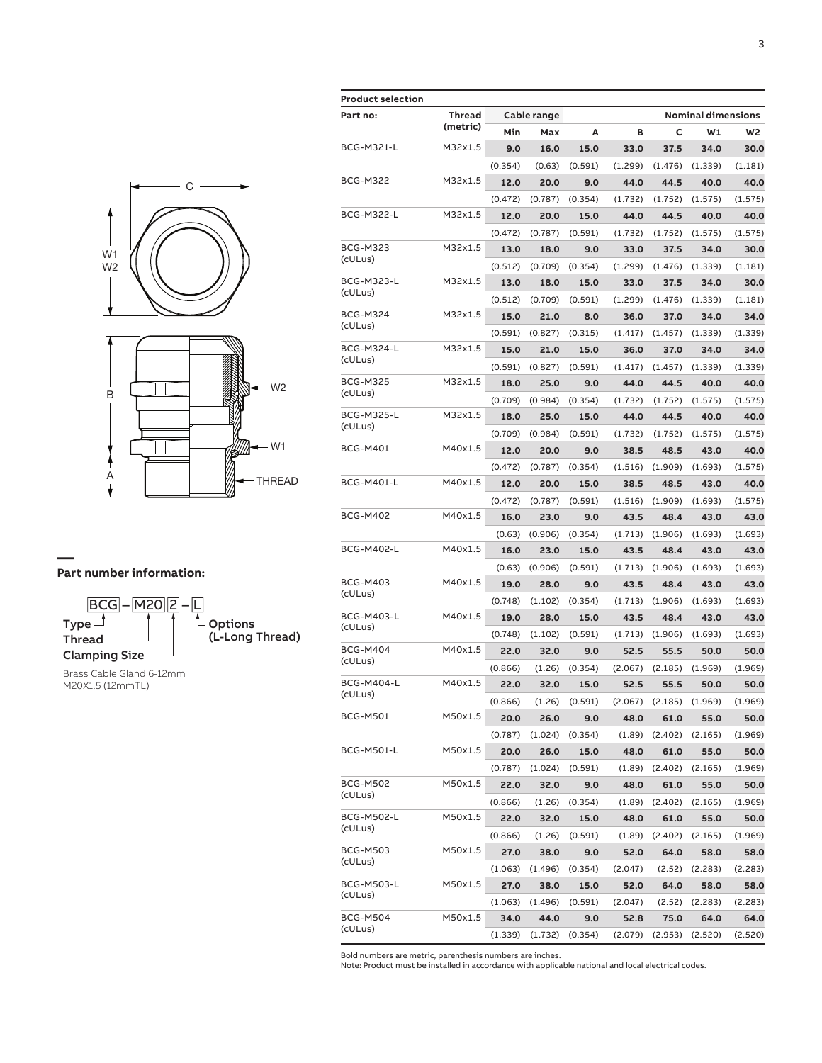## Part number information:

BCG – M20 2 – L

- Type: BCG
- Thread: M20
- Clamping Size: 2
- Options (L-Long Thread): L

Brass Cable Gland 6-12mm M20X1.5 (12mmTL)

**Product selection**

| Part no: | Thread (metric) | Cable range | | Nominal dimensions | | | | |
|---|---|---|---|---|---|---|---|---|
| | | Min | Max | A | B | C | W1 | W2 |
| BCG-M321-L | M32x1.5 | **9.0** | **16.0** | **15.0** | **33.0** | **37.5** | **34.0** | **30.0** |
| | | (0.354) | (0.63) | (0.591) | (1.299) | (1.476) | (1.339) | (1.181) |
| BCG-M322 | M32x1.5 | **12.0** | **20.0** | **9.0** | **44.0** | **44.5** | **40.0** | **40.0** |
| | | (0.472) | (0.787) | (0.354) | (1.732) | (1.752) | (1.575) | (1.575) |
| BCG-M322-L | M32x1.5 | **12.0** | **20.0** | **15.0** | **44.0** | **44.5** | **40.0** | **40.0** |
| | | (0.472) | (0.787) | (0.591) | (1.732) | (1.752) | (1.575) | (1.575) |
| BCG-M323 (cULus) | M32x1.5 | **13.0** | **18.0** | **9.0** | **33.0** | **37.5** | **34.0** | **30.0** |
| | | (0.512) | (0.709) | (0.354) | (1.299) | (1.476) | (1.339) | (1.181) |
| BCG-M323-L (cULus) | M32x1.5 | **13.0** | **18.0** | **15.0** | **33.0** | **37.5** | **34.0** | **30.0** |
| | | (0.512) | (0.709) | (0.591) | (1.299) | (1.476) | (1.339) | (1.181) |
| BCG-M324 (cULus) | M32x1.5 | **15.0** | **21.0** | **8.0** | **36.0** | **37.0** | **34.0** | **34.0** |
| | | (0.591) | (0.827) | (0.315) | (1.417) | (1.457) | (1.339) | (1.339) |
| BCG-M324-L (cULus) | M32x1.5 | **15.0** | **21.0** | **15.0** | **36.0** | **37.0** | **34.0** | **34.0** |
| | | (0.591) | (0.827) | (0.591) | (1.417) | (1.457) | (1.339) | (1.339) |
| BCG-M325 (cULus) | M32x1.5 | **18.0** | **25.0** | **9.0** | **44.0** | **44.5** | **40.0** | **40.0** |
| | | (0.709) | (0.984) | (0.354) | (1.732) | (1.752) | (1.575) | (1.575) |
| BCG-M325-L (cULus) | M32x1.5 | **18.0** | **25.0** | **15.0** | **44.0** | **44.5** | **40.0** | **40.0** |
| | | (0.709) | (0.984) | (0.591) | (1.732) | (1.752) | (1.575) | (1.575) |
| BCG-M401 | M40x1.5 | **12.0** | **20.0** | **9.0** | **38.5** | **48.5** | **43.0** | **40.0** |
| | | (0.472) | (0.787) | (0.354) | (1.516) | (1.909) | (1.693) | (1.575) |
| BCG-M401-L | M40x1.5 | **12.0** | **20.0** | **15.0** | **38.5** | **48.5** | **43.0** | **40.0** |
| | | (0.472) | (0.787) | (0.591) | (1.516) | (1.909) | (1.693) | (1.575) |
| BCG-M402 | M40x1.5 | **16.0** | **23.0** | **9.0** | **43.5** | **48.4** | **43.0** | **43.0** |
| | | (0.63) | (0.906) | (0.354) | (1.713) | (1.906) | (1.693) | (1.693) |
| BCG-M402-L | M40x1.5 | **16.0** | **23.0** | **15.0** | **43.5** | **48.4** | **43.0** | **43.0** |
| | | (0.63) | (0.906) | (0.591) | (1.713) | (1.906) | (1.693) | (1.693) |
| BCG-M403 (cULus) | M40x1.5 | **19.0** | **28.0** | **9.0** | **43.5** | **48.4** | **43.0** | **43.0** |
| | | (0.748) | (1.102) | (0.354) | (1.713) | (1.906) | (1.693) | (1.693) |
| BCG-M403-L (cULus) | M40x1.5 | **19.0** | **28.0** | **15.0** | **43.5** | **48.4** | **43.0** | **43.0** |
| | | (0.748) | (1.102) | (0.591) | (1.713) | (1.906) | (1.693) | (1.693) |
| BCG-M404 (cULus) | M40x1.5 | **22.0** | **32.0** | **9.0** | **52.5** | **55.5** | **50.0** | **50.0** |
| | | (0.866) | (1.26) | (0.354) | (2.067) | (2.185) | (1.969) | (1.969) |
| BCG-M404-L (cULus) | M40x1.5 | **22.0** | **32.0** | **15.0** | **52.5** | **55.5** | **50.0** | **50.0** |
| | | (0.866) | (1.26) | (0.591) | (2.067) | (2.185) | (1.969) | (1.969) |
| BCG-M501 | M50x1.5 | **20.0** | **26.0** | **9.0** | **48.0** | **61.0** | **55.0** | **50.0** |
| | | (0.787) | (1.024) | (0.354) | (1.89) | (2.402) | (2.165) | (1.969) |
| BCG-M501-L | M50x1.5 | **20.0** | **26.0** | **15.0** | **48.0** | **61.0** | **55.0** | **50.0** |
| | | (0.787) | (1.024) | (0.591) | (1.89) | (2.402) | (2.165) | (1.969) |
| BCG-M502 (cULus) | M50x1.5 | **22.0** | **32.0** | **9.0** | **48.0** | **61.0** | **55.0** | **50.0** |
| | | (0.866) | (1.26) | (0.354) | (1.89) | (2.402) | (2.165) | (1.969) |
| BCG-M502-L (cULus) | M50x1.5 | **22.0** | **32.0** | **15.0** | **48.0** | **61.0** | **55.0** | **50.0** |
| | | (0.866) | (1.26) | (0.591) | (1.89) | (2.402) | (2.165) | (1.969) |
| BCG-M503 (cULus) | M50x1.5 | **27.0** | **38.0** | **9.0** | **52.0** | **64.0** | **58.0** | **58.0** |
| | | (1.063) | (1.496) | (0.354) | (2.047) | (2.52) | (2.283) | (2.283) |
| BCG-M503-L (cULus) | M50x1.5 | **27.0** | **38.0** | **15.0** | **52.0** | **64.0** | **58.0** | **58.0** |
| | | (1.063) | (1.496) | (0.591) | (2.047) | (2.52) | (2.283) | (2.283) |
| BCG-M504 (cULus) | M50x1.5 | **34.0** | **44.0** | **9.0** | **52.8** | **75.0** | **64.0** | **64.0** |
| | | (1.339) | (1.732) | (0.354) | (2.079) | (2.953) | (2.520) | (2.520) |

Bold numbers are metric, parenthesis numbers are inches.
Note: Product must be installed in accordance with applicable national and local electrical codes.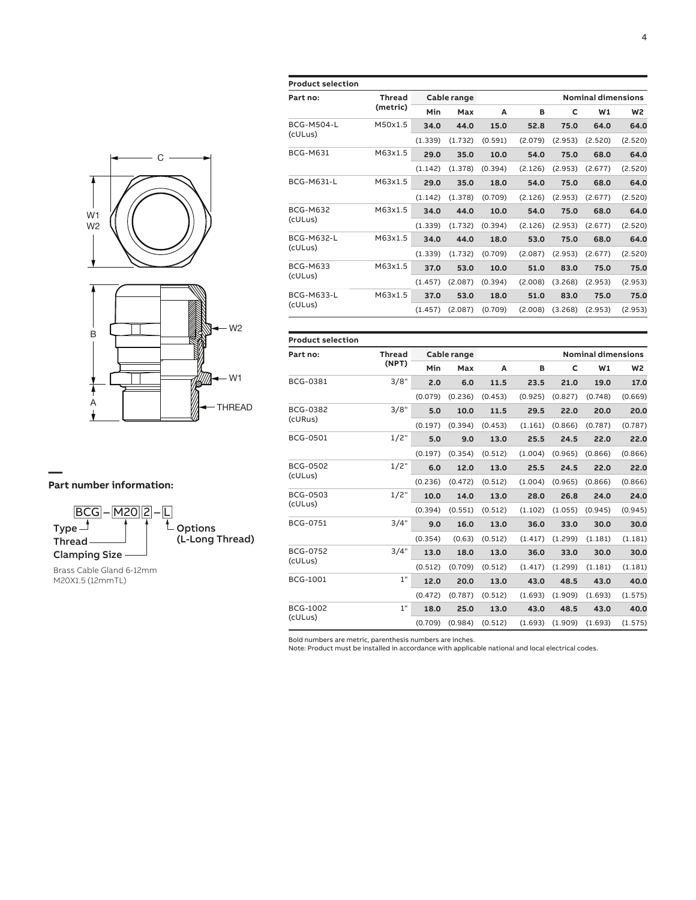## Part number information:

BCG – M20 2 – L

- Type (BCG)
- Thread (M20)
- Clamping Size (2)
- Options (L-Long Thread)

Brass Cable Gland 6-12mm M20X1.5 (12mmTL)

**Product selection**

| Part no: | Thread (metric) | Cable range | | Nominal dimensions | | | | |
|---|---|---|---|---|---|---|---|---|
| | | Min | Max | A | B | C | W1 | W2 |
| BCG-M504-L (cULus) | M50x1.5 | **34.0** | **44.0** | **15.0** | **52.8** | **75.0** | **64.0** | **64.0** |
| | | (1.339) | (1.732) | (0.591) | (2.079) | (2.953) | (2.520) | (2.520) |
| BCG-M631 | M63x1.5 | **29.0** | **35.0** | **10.0** | **54.0** | **75.0** | **68.0** | **64.0** |
| | | (1.142) | (1.378) | (0.394) | (2.126) | (2.953) | (2.677) | (2.520) |
| BCG-M631-L | M63x1.5 | **29.0** | **35.0** | **18.0** | **54.0** | **75.0** | **68.0** | **64.0** |
| | | (1.142) | (1.378) | (0.709) | (2.126) | (2.953) | (2.677) | (2.520) |
| BCG-M632 (cULus) | M63x1.5 | **34.0** | **44.0** | **10.0** | **54.0** | **75.0** | **68.0** | **64.0** |
| | | (1.339) | (1.732) | (0.394) | (2.126) | (2.953) | (2.677) | (2.520) |
| BCG-M632-L (cULus) | M63x1.5 | **34.0** | **44.0** | **18.0** | **53.0** | **75.0** | **68.0** | **64.0** |
| | | (1.339) | (1.732) | (0.709) | (2.087) | (2.953) | (2.677) | (2.520) |
| BCG-M633 (cULus) | M63x1.5 | **37.0** | **53.0** | **10.0** | **51.0** | **83.0** | **75.0** | **75.0** |
| | | (1.457) | (2.087) | (0.394) | (2.008) | (3.268) | (2.953) | (2.953) |
| BCG-M633-L (cULus) | M63x1.5 | **37.0** | **53.0** | **18.0** | **51.0** | **83.0** | **75.0** | **75.0** |
| | | (1.457) | (2.087) | (0.709) | (2.008) | (3.268) | (2.953) | (2.953) |

**Product selection**

| Part no: | Thread (NPT) | Cable range | | Nominal dimensions | | | | |
|---|---|---|---|---|---|---|---|---|
| | | Min | Max | A | B | C | W1 | W2 |
| BCG-0381 | 3/8" | **2.0** | **6.0** | **11.5** | **23.5** | **21.0** | **19.0** | **17.0** |
| | | (0.079) | (0.236) | (0.453) | (0.925) | (0.827) | (0.748) | (0.669) |
| BCG-0382 (cURus) | 3/8" | **5.0** | **10.0** | **11.5** | **29.5** | **22.0** | **20.0** | **20.0** |
| | | (0.197) | (0.394) | (0.453) | (1.161) | (0.866) | (0.787) | (0.787) |
| BCG-0501 | 1/2" | **5.0** | **9.0** | **13.0** | **25.5** | **24.5** | **22.0** | **22.0** |
| | | (0.197) | (0.354) | (0.512) | (1.004) | (0.965) | (0.866) | (0.866) |
| BCG-0502 (cULus) | 1/2" | **6.0** | **12.0** | **13.0** | **25.5** | **24.5** | **22.0** | **22.0** |
| | | (0.236) | (0.472) | (0.512) | (1.004) | (0.965) | (0.866) | (0.866) |
| BCG-0503 (cULus) | 1/2" | **10.0** | **14.0** | **13.0** | **28.0** | **26.8** | **24.0** | **24.0** |
| | | (0.394) | (0.551) | (0.512) | (1.102) | (1.055) | (0.945) | (0.945) |
| BCG-0751 | 3/4" | **9.0** | **16.0** | **13.0** | **36.0** | **33.0** | **30.0** | **30.0** |
| | | (0.354) | (0.63) | (0.512) | (1.417) | (1.299) | (1.181) | (1.181) |
| BCG-0752 (cULus) | 3/4" | **13.0** | **18.0** | **13.0** | **36.0** | **33.0** | **30.0** | **30.0** |
| | | (0.512) | (0.709) | (0.512) | (1.417) | (1.299) | (1.181) | (1.181) |
| BCG-1001 | 1" | **12.0** | **20.0** | **13.0** | **43.0** | **48.5** | **43.0** | **40.0** |
| | | (0.472) | (0.787) | (0.512) | (1.693) | (1.909) | (1.693) | (1.575) |
| BCG-1002 (cULus) | 1" | **18.0** | **25.0** | **13.0** | **43.0** | **48.5** | **43.0** | **40.0** |
| | | (0.709) | (0.984) | (0.512) | (1.693) | (1.909) | (1.693) | (1.575) |

Bold numbers are metric, parenthesis numbers are inches.
Note: Product must be installed in accordance with applicable national and local electrical codes.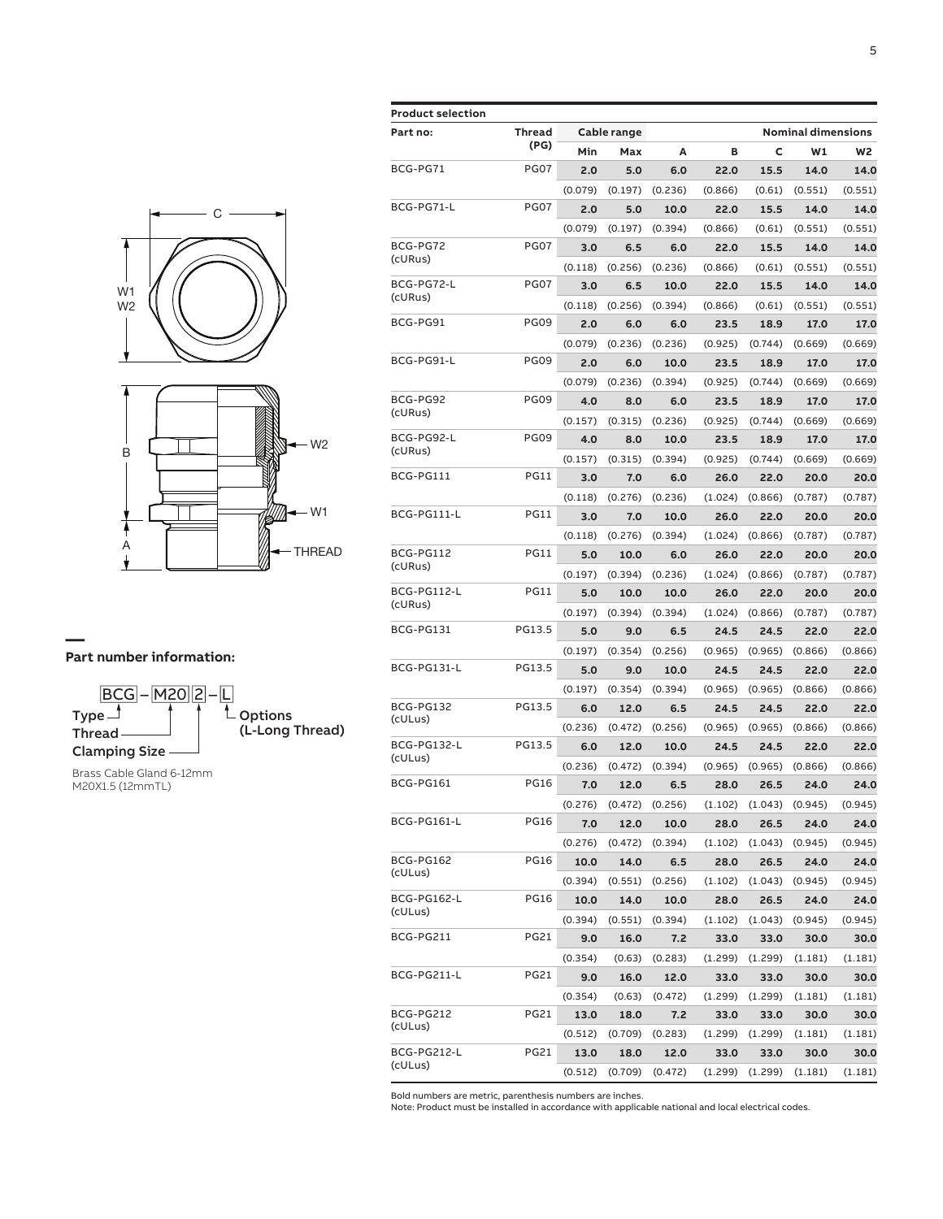## Part number information:

BCG – M20 2 – L

- Type: BCG
- Thread: M20
- Clamping Size: 2
- Options (L-Long Thread): L

Brass Cable Gland 6-12mm M20X1.5 (12mmTL)

**Product selection**

| Part no: | Thread (PG) | Cable range | | Nominal dimensions | | | | |
|---|---|---|---|---|---|---|---|---|
| | | Min | Max | A | B | C | W1 | W2 |
| BCG-PG71 | PG07 | **2.0** | **5.0** | **6.0** | **22.0** | **15.5** | **14.0** | **14.0** |
| | | (0.079) | (0.197) | (0.236) | (0.866) | (0.61) | (0.551) | (0.551) |
| BCG-PG71-L | PG07 | **2.0** | **5.0** | **10.0** | **22.0** | **15.5** | **14.0** | **14.0** |
| | | (0.079) | (0.197) | (0.394) | (0.866) | (0.61) | (0.551) | (0.551) |
| BCG-PG72 (cURus) | PG07 | **3.0** | **6.5** | **6.0** | **22.0** | **15.5** | **14.0** | **14.0** |
| | | (0.118) | (0.256) | (0.236) | (0.866) | (0.61) | (0.551) | (0.551) |
| BCG-PG72-L (cURus) | PG07 | **3.0** | **6.5** | **10.0** | **22.0** | **15.5** | **14.0** | **14.0** |
| | | (0.118) | (0.256) | (0.394) | (0.866) | (0.61) | (0.551) | (0.551) |
| BCG-PG91 | PG09 | **2.0** | **6.0** | **6.0** | **23.5** | **18.9** | **17.0** | **17.0** |
| | | (0.079) | (0.236) | (0.236) | (0.925) | (0.744) | (0.669) | (0.669) |
| BCG-PG91-L | PG09 | **2.0** | **6.0** | **10.0** | **23.5** | **18.9** | **17.0** | **17.0** |
| | | (0.079) | (0.236) | (0.394) | (0.925) | (0.744) | (0.669) | (0.669) |
| BCG-PG92 (cURus) | PG09 | **4.0** | **8.0** | **6.0** | **23.5** | **18.9** | **17.0** | **17.0** |
| | | (0.157) | (0.315) | (0.236) | (0.925) | (0.744) | (0.669) | (0.669) |
| BCG-PG92-L (cURus) | PG09 | **4.0** | **8.0** | **10.0** | **23.5** | **18.9** | **17.0** | **17.0** |
| | | (0.157) | (0.315) | (0.394) | (0.925) | (0.744) | (0.669) | (0.669) |
| BCG-PG111 | PG11 | **3.0** | **7.0** | **6.0** | **26.0** | **22.0** | **20.0** | **20.0** |
| | | (0.118) | (0.276) | (0.236) | (1.024) | (0.866) | (0.787) | (0.787) |
| BCG-PG111-L | PG11 | **3.0** | **7.0** | **10.0** | **26.0** | **22.0** | **20.0** | **20.0** |
| | | (0.118) | (0.276) | (0.394) | (1.024) | (0.866) | (0.787) | (0.787) |
| BCG-PG112 (cURus) | PG11 | **5.0** | **10.0** | **6.0** | **26.0** | **22.0** | **20.0** | **20.0** |
| | | (0.197) | (0.394) | (0.236) | (1.024) | (0.866) | (0.787) | (0.787) |
| BCG-PG112-L (cURus) | PG11 | **5.0** | **10.0** | **10.0** | **26.0** | **22.0** | **20.0** | **20.0** |
| | | (0.197) | (0.394) | (0.394) | (1.024) | (0.866) | (0.787) | (0.787) |
| BCG-PG131 | PG13.5 | **5.0** | **9.0** | **6.5** | **24.5** | **24.5** | **22.0** | **22.0** |
| | | (0.197) | (0.354) | (0.256) | (0.965) | (0.965) | (0.866) | (0.866) |
| BCG-PG131-L | PG13.5 | **5.0** | **9.0** | **10.0** | **24.5** | **24.5** | **22.0** | **22.0** |
| | | (0.197) | (0.354) | (0.394) | (0.965) | (0.965) | (0.866) | (0.866) |
| BCG-PG132 (cULus) | PG13.5 | **6.0** | **12.0** | **6.5** | **24.5** | **24.5** | **22.0** | **22.0** |
| | | (0.236) | (0.472) | (0.256) | (0.965) | (0.965) | (0.866) | (0.866) |
| BCG-PG132-L (cULus) | PG13.5 | **6.0** | **12.0** | **10.0** | **24.5** | **24.5** | **22.0** | **22.0** |
| | | (0.236) | (0.472) | (0.394) | (0.965) | (0.965) | (0.866) | (0.866) |
| BCG-PG161 | PG16 | **7.0** | **12.0** | **6.5** | **28.0** | **26.5** | **24.0** | **24.0** |
| | | (0.276) | (0.472) | (0.256) | (1.102) | (1.043) | (0.945) | (0.945) |
| BCG-PG161-L | PG16 | **7.0** | **12.0** | **10.0** | **28.0** | **26.5** | **24.0** | **24.0** |
| | | (0.276) | (0.472) | (0.394) | (1.102) | (1.043) | (0.945) | (0.945) |
| BCG-PG162 (cULus) | PG16 | **10.0** | **14.0** | **6.5** | **28.0** | **26.5** | **24.0** | **24.0** |
| | | (0.394) | (0.551) | (0.256) | (1.102) | (1.043) | (0.945) | (0.945) |
| BCG-PG162-L (cULus) | PG16 | **10.0** | **14.0** | **10.0** | **28.0** | **26.5** | **24.0** | **24.0** |
| | | (0.394) | (0.551) | (0.394) | (1.102) | (1.043) | (0.945) | (0.945) |
| BCG-PG211 | PG21 | **9.0** | **16.0** | **7.2** | **33.0** | **33.0** | **30.0** | **30.0** |
| | | (0.354) | (0.63) | (0.283) | (1.299) | (1.299) | (1.181) | (1.181) |
| BCG-PG211-L | PG21 | **9.0** | **16.0** | **12.0** | **33.0** | **33.0** | **30.0** | **30.0** |
| | | (0.354) | (0.63) | (0.472) | (1.299) | (1.299) | (1.181) | (1.181) |
| BCG-PG212 (cULus) | PG21 | **13.0** | **18.0** | **7.2** | **33.0** | **33.0** | **30.0** | **30.0** |
| | | (0.512) | (0.709) | (0.283) | (1.299) | (1.299) | (1.181) | (1.181) |
| BCG-PG212-L (cULus) | PG21 | **13.0** | **18.0** | **12.0** | **33.0** | **33.0** | **30.0** | **30.0** |
| | | (0.512) | (0.709) | (0.472) | (1.299) | (1.299) | (1.181) | (1.181) |

Bold numbers are metric, parenthesis numbers are inches.
Note: Product must be installed in accordance with applicable national and local electrical codes.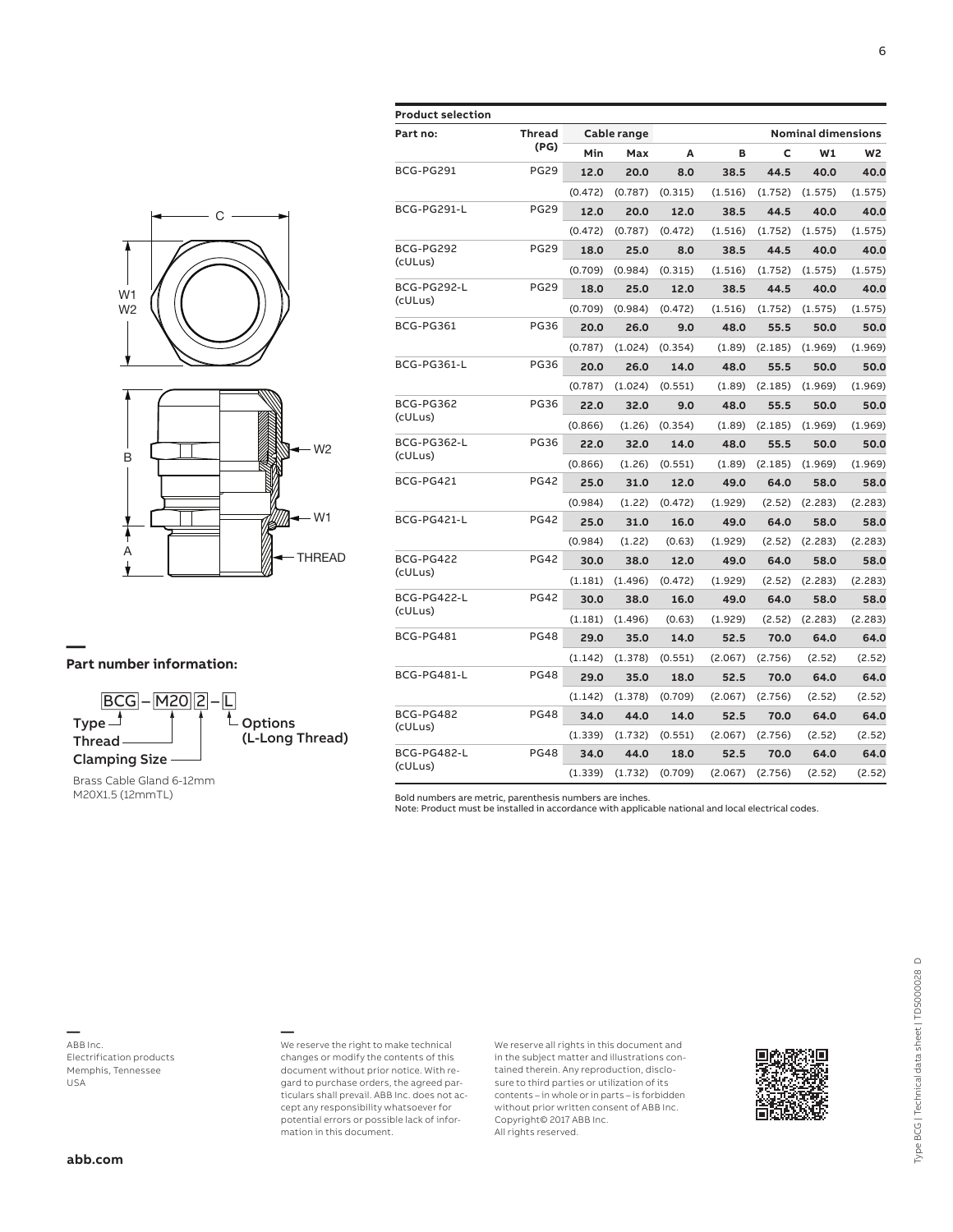**Product selection**

| Part no: | Thread (PG) | Cable range | | Nominal dimensions | | | | |
|---|---|---|---|---|---|---|---|---|
| | | Min | Max | A | B | C | W1 | W2 |
| BCG-PG291 | PG29 | **12.0** | **20.0** | **8.0** | **38.5** | **44.5** | **40.0** | **40.0** |
| | | (0.472) | (0.787) | (0.315) | (1.516) | (1.752) | (1.575) | (1.575) |
| BCG-PG291-L | PG29 | **12.0** | **20.0** | **12.0** | **38.5** | **44.5** | **40.0** | **40.0** |
| | | (0.472) | (0.787) | (0.472) | (1.516) | (1.752) | (1.575) | (1.575) |
| BCG-PG292 (cULus) | PG29 | **18.0** | **25.0** | **8.0** | **38.5** | **44.5** | **40.0** | **40.0** |
| | | (0.709) | (0.984) | (0.315) | (1.516) | (1.752) | (1.575) | (1.575) |
| BCG-PG292-L (cULus) | PG29 | **18.0** | **25.0** | **12.0** | **38.5** | **44.5** | **40.0** | **40.0** |
| | | (0.709) | (0.984) | (0.472) | (1.516) | (1.752) | (1.575) | (1.575) |
| BCG-PG361 | PG36 | **20.0** | **26.0** | **9.0** | **48.0** | **55.5** | **50.0** | **50.0** |
| | | (0.787) | (1.024) | (0.354) | (1.89) | (2.185) | (1.969) | (1.969) |
| BCG-PG361-L | PG36 | **20.0** | **26.0** | **14.0** | **48.0** | **55.5** | **50.0** | **50.0** |
| | | (0.787) | (1.024) | (0.551) | (1.89) | (2.185) | (1.969) | (1.969) |
| BCG-PG362 (cULus) | PG36 | **22.0** | **32.0** | **9.0** | **48.0** | **55.5** | **50.0** | **50.0** |
| | | (0.866) | (1.26) | (0.354) | (1.89) | (2.185) | (1.969) | (1.969) |
| BCG-PG362-L (cULus) | PG36 | **22.0** | **32.0** | **14.0** | **48.0** | **55.5** | **50.0** | **50.0** |
| | | (0.866) | (1.26) | (0.551) | (1.89) | (2.185) | (1.969) | (1.969) |
| BCG-PG421 | PG42 | **25.0** | **31.0** | **12.0** | **49.0** | **64.0** | **58.0** | **58.0** |
| | | (0.984) | (1.22) | (0.472) | (1.929) | (2.52) | (2.283) | (2.283) |
| BCG-PG421-L | PG42 | **25.0** | **31.0** | **16.0** | **49.0** | **64.0** | **58.0** | **58.0** |
| | | (0.984) | (1.22) | (0.63) | (1.929) | (2.52) | (2.283) | (2.283) |
| BCG-PG422 (cULus) | PG42 | **30.0** | **38.0** | **12.0** | **49.0** | **64.0** | **58.0** | **58.0** |
| | | (1.181) | (1.496) | (0.472) | (1.929) | (2.52) | (2.283) | (2.283) |
| BCG-PG422-L (cULus) | PG42 | **30.0** | **38.0** | **16.0** | **49.0** | **64.0** | **58.0** | **58.0** |
| | | (1.181) | (1.496) | (0.63) | (1.929) | (2.52) | (2.283) | (2.283) |
| BCG-PG481 | PG48 | **29.0** | **35.0** | **14.0** | **52.5** | **70.0** | **64.0** | **64.0** |
| | | (1.142) | (1.378) | (0.551) | (2.067) | (2.756) | (2.52) | (2.52) |
| BCG-PG481-L | PG48 | **29.0** | **35.0** | **18.0** | **52.5** | **70.0** | **64.0** | **64.0** |
| | | (1.142) | (1.378) | (0.709) | (2.067) | (2.756) | (2.52) | (2.52) |
| BCG-PG482 (cULus) | PG48 | **34.0** | **44.0** | **14.0** | **52.5** | **70.0** | **64.0** | **64.0** |
| | | (1.339) | (1.732) | (0.551) | (2.067) | (2.756) | (2.52) | (2.52) |
| BCG-PG482-L (cULus) | PG48 | **34.0** | **44.0** | **18.0** | **52.5** | **70.0** | **64.0** | **64.0** |
| | | (1.339) | (1.732) | (0.709) | (2.067) | (2.756) | (2.52) | (2.52) |

Bold numbers are metric, parenthesis numbers are inches.
Note: Product must be installed in accordance with applicable national and local electrical codes.

C
W1
W2
B
A
W2
W1
THREAD

## Part number information:

BCG – M20 2 – L
Type
Thread
Clamping Size
Options (L-Long Thread)

Brass Cable Gland 6-12mm M20X1.5 (12mmTL)

ABB Inc.
Electrification products
Memphis, Tennessee
USA

We reserve the right to make technical changes or modify the contents of this document without prior notice. With regard to purchase orders, the agreed particulars shall prevail. ABB Inc. does not accept any responsibility whatsoever for potential errors or possible lack of information in this document.

We reserve all rights in this document and in the subject matter and illustrations contained therein. Any reproduction, disclosure to third parties or utilization of its contents – in whole or in parts – is forbidden without prior written consent of ABB Inc.
Copyright© 2017 ABB Inc.
All rights reserved.

abb.com